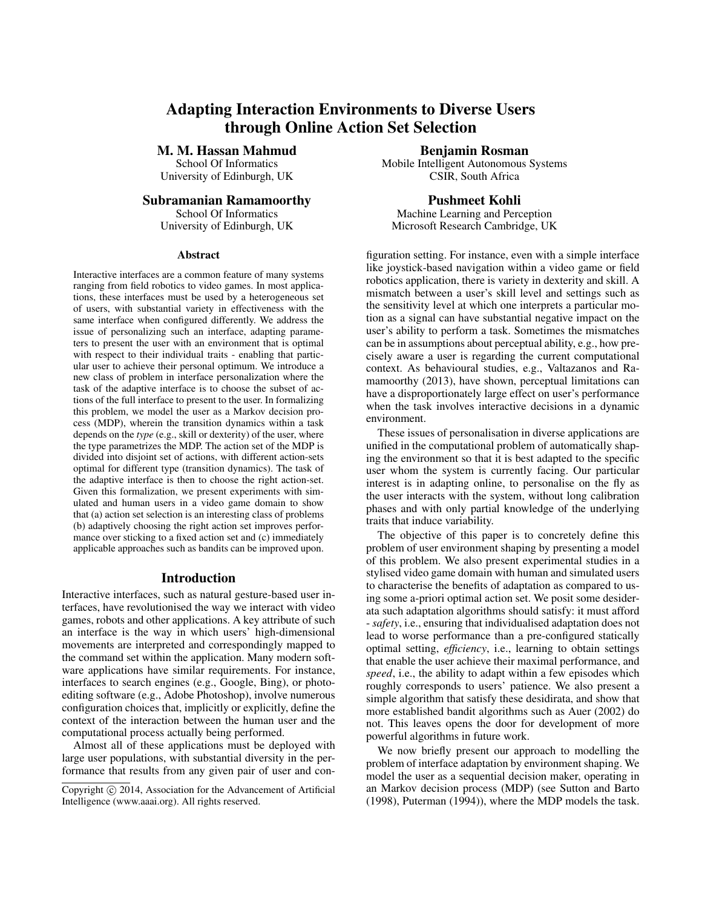# Adapting Interaction Environments to Diverse Users through Online Action Set Selection

**M. M. Hassan Mahmud**
School Of Informatics
University of Edinburgh, UK

**Benjamin Rosman**
Mobile Intelligent Autonomous Systems
CSIR, South Africa

**Subramanian Ramamoorthy**
School Of Informatics
University of Edinburgh, UK

**Pushmeet Kohli**
Machine Learning and Perception
Microsoft Research Cambridge, UK

### Abstract

Interactive interfaces are a common feature of many systems ranging from field robotics to video games. In most applications, these interfaces must be used by a heterogeneous set of users, with substantial variety in effectiveness with the same interface when configured differently. We address the issue of personalizing such an interface, adapting parameters to present the user with an environment that is optimal with respect to their individual traits - enabling that particular user to achieve their personal optimum. We introduce a new class of problem in interface personalization where the task of the adaptive interface is to choose the subset of actions of the full interface to present to the user. In formalizing this problem, we model the user as a Markov decision process (MDP), wherein the transition dynamics within a task depends on the *type* (e.g., skill or dexterity) of the user, where the type parametrizes the MDP. The action set of the MDP is divided into disjoint set of actions, with different action-sets optimal for different type (transition dynamics). The task of the adaptive interface is then to choose the right action-set. Given this formalization, we present experiments with simulated and human users in a video game domain to show that (a) action set selection is an interesting class of problems (b) adaptively choosing the right action set improves performance over sticking to a fixed action set and (c) immediately applicable approaches such as bandits can be improved upon.

## Introduction

Interactive interfaces, such as natural gesture-based user interfaces, have revolutionised the way we interact with video games, robots and other applications. A key attribute of such an interface is the way in which users' high-dimensional movements are interpreted and correspondingly mapped to the command set within the application. Many modern software applications have similar requirements. For instance, interfaces to search engines (e.g., Google, Bing), or photo-editing software (e.g., Adobe Photoshop), involve numerous configuration choices that, implicitly or explicitly, define the context of the interaction between the human user and the computational process actually being performed.

Almost all of these applications must be deployed with large user populations, with substantial diversity in the performance that results from any given pair of user and configuration setting. For instance, even with a simple interface like joystick-based navigation within a video game or field robotics application, there is variety in dexterity and skill. A mismatch between a user's skill level and settings such as the sensitivity level at which one interprets a particular motion as a signal can have substantial negative impact on the user's ability to perform a task. Sometimes the mismatches can be in assumptions about perceptual ability, e.g., how precisely aware a user is regarding the current computational context. As behavioural studies, e.g., Valtazanos and Ramamoorthy (2013), have shown, perceptual limitations can have a disproportionately large effect on user's performance when the task involves interactive decisions in a dynamic environment.

These issues of personalisation in diverse applications are unified in the computational problem of automatically shaping the environment so that it is best adapted to the specific user whom the system is currently facing. Our particular interest is in adapting online, to personalise on the fly as the user interacts with the system, without long calibration phases and with only partial knowledge of the underlying traits that induce variability.

The objective of this paper is to concretely define this problem of user environment shaping by presenting a model of this problem. We also present experimental studies in a stylised video game domain with human and simulated users to characterise the benefits of adaptation as compared to using some a-priori optimal action set. We posit some desiderata such adaptation algorithms should satisfy: it must afford - *safety*, i.e., ensuring that individualised adaptation does not lead to worse performance than a pre-configured statically optimal setting, *efficiency*, i.e., learning to obtain settings that enable the user achieve their maximal performance, and *speed*, i.e., the ability to adapt within a few episodes which roughly corresponds to users' patience. We also present a simple algorithm that satisfy these desidirata, and show that more established bandit algorithms such as Auer (2002) do not. This leaves opens the door for development of more powerful algorithms in future work.

We now briefly present our approach to modelling the problem of interface adaptation by environment shaping. We model the user as a sequential decision maker, operating in an Markov decision process (MDP) (see Sutton and Barto (1998), Puterman (1994)), where the MDP models the task.

Copyright © 2014, Association for the Advancement of Artificial Intelligence (www.aaai.org). All rights reserved.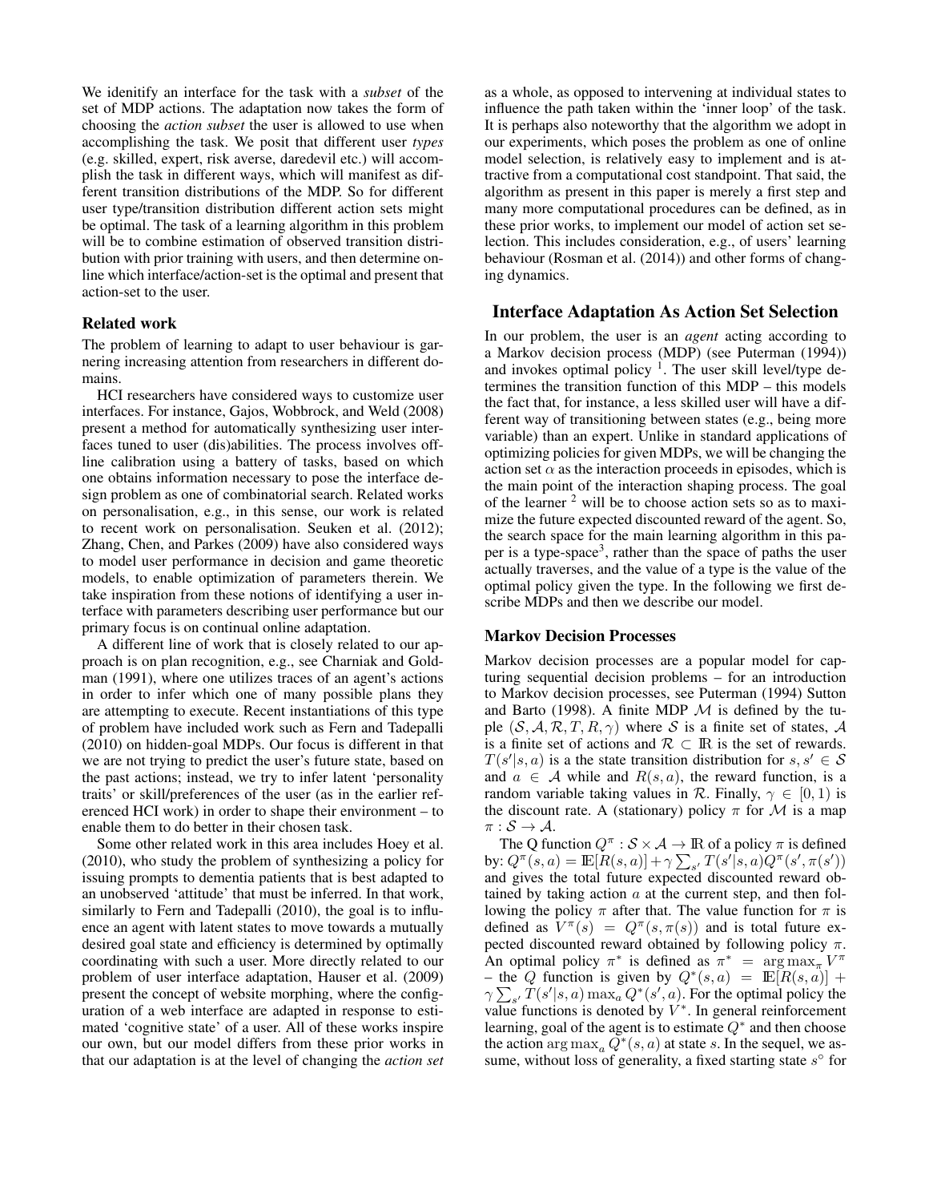We idenitify an interface for the task with a *subset* of the set of MDP actions. The adaptation now takes the form of choosing the *action subset* the user is allowed to use when accomplishing the task. We posit that different user *types* (e.g. skilled, expert, risk averse, daredevil etc.) will accomplish the task in different ways, which will manifest as different transition distributions of the MDP. So for different user type/transition distribution different action sets might be optimal. The task of a learning algorithm in this problem will be to combine estimation of observed transition distribution with prior training with users, and then determine online which interface/action-set is the optimal and present that action-set to the user.

### Related work

The problem of learning to adapt to user behaviour is garnering increasing attention from researchers in different domains.

HCI researchers have considered ways to customize user interfaces. For instance, Gajos, Wobbrock, and Weld (2008) present a method for automatically synthesizing user interfaces tuned to user (dis)abilities. The process involves offline calibration using a battery of tasks, based on which one obtains information necessary to pose the interface design problem as one of combinatorial search. Related works on personalisation, e.g., in this sense, our work is related to recent work on personalisation. Seuken et al. (2012); Zhang, Chen, and Parkes (2009) have also considered ways to model user performance in decision and game theoretic models, to enable optimization of parameters therein. We take inspiration from these notions of identifying a user interface with parameters describing user performance but our primary focus is on continual online adaptation.

A different line of work that is closely related to our approach is on plan recognition, e.g., see Charniak and Goldman (1991), where one utilizes traces of an agent's actions in order to infer which one of many possible plans they are attempting to execute. Recent instantiations of this type of problem have included work such as Fern and Tadepalli (2010) on hidden-goal MDPs. Our focus is different in that we are not trying to predict the user's future state, based on the past actions; instead, we try to infer latent 'personality traits' or skill/preferences of the user (as in the earlier referenced HCI work) in order to shape their environment – to enable them to do better in their chosen task.

Some other related work in this area includes Hoey et al. (2010), who study the problem of synthesizing a policy for issuing prompts to dementia patients that is best adapted to an unobserved 'attitude' that must be inferred. In that work, similarly to Fern and Tadepalli (2010), the goal is to influence an agent with latent states to move towards a mutually desired goal state and efficiency is determined by optimally coordinating with such a user. More directly related to our problem of user interface adaptation, Hauser et al. (2009) present the concept of website morphing, where the configuration of a web interface are adapted in response to estimated 'cognitive state' of a user. All of these works inspire our own, but our model differs from these prior works in that our adaptation is at the level of changing the *action set* as a whole, as opposed to intervening at individual states to influence the path taken within the 'inner loop' of the task. It is perhaps also noteworthy that the algorithm we adopt in our experiments, which poses the problem as one of online model selection, is relatively easy to implement and is attractive from a computational cost standpoint. That said, the algorithm as present in this paper is merely a first step and many more computational procedures can be defined, as in these prior works, to implement our model of action set selection. This includes consideration, e.g., of users' learning behaviour (Rosman et al. (2014)) and other forms of changing dynamics.

## Interface Adaptation As Action Set Selection

In our problem, the user is an *agent* acting according to a Markov decision process (MDP) (see Puterman (1994)) and invokes optimal policy [1]. The user skill level/type determines the transition function of this MDP – this models the fact that, for instance, a less skilled user will have a different way of transitioning between states (e.g., being more variable) than an expert. Unlike in standard applications of optimizing policies for given MDPs, we will be changing the action set $\alpha$ as the interaction proceeds in episodes, which is the main point of the interaction shaping process. The goal of the learner [2] will be to choose action sets so as to maximize the future expected discounted reward of the agent. So, the search space for the main learning algorithm in this paper is a type-space[3], rather than the space of paths the user actually traverses, and the value of a type is the value of the optimal policy given the type. In the following we first describe MDPs and then we describe our model.

### Markov Decision Processes

Markov decision processes are a popular model for capturing sequential decision problems – for an introduction to Markov decision processes, see Puterman (1994) Sutton and Barto (1998). A finite MDP $\mathcal{M}$ is defined by the tuple $(\mathcal{S}, \mathcal{A}, \mathcal{R}, T, R, \gamma)$ where $\mathcal{S}$ is a finite set of states, $\mathcal{A}$ is a finite set of actions and $\mathcal{R} \subset \mathbb{R}$ is the set of rewards. $T(s'|s,a)$ is a the state transition distribution for $s, s' \in \mathcal{S}$ and $a \in \mathcal{A}$ while and $R(s,a)$, the reward function, is a random variable taking values in $\mathcal{R}$. Finally, $\gamma \in [0,1)$ is the discount rate. A (stationary) policy $\pi$ for $\mathcal{M}$ is a map $\pi : \mathcal{S} \to \mathcal{A}$.

The Q function $Q^\pi : \mathcal{S} \times \mathcal{A} \to \mathbb{R}$ of a policy $\pi$ is defined by: $Q^\pi(s,a) = \mathbb{E}[R(s,a)] + \gamma \sum_{s'} T(s'|s,a) Q^\pi(s', \pi(s'))$ and gives the total future expected discounted reward obtained by taking action $a$ at the current step, and then following the policy $\pi$ after that. The value function for $\pi$ is defined as $V^\pi(s) = Q^\pi(s, \pi(s))$ and is total future expected discounted reward obtained by following policy $\pi$. An optimal policy $\pi^*$ is defined as $\pi^* = \arg\max_\pi V^\pi$ – the $Q$ function is given by $Q^*(s,a) = \mathbb{E}[R(s,a)] + \gamma \sum_{s'} T(s'|s,a) \max_a Q^*(s', a)$. For the optimal policy the value functions is denoted by $V^*$. In general reinforcement learning, goal of the agent is to estimate $Q^*$ and then choose the action $\arg\max_a Q^*(s,a)$ at state $s$. In the sequel, we assume, without loss of generality, a fixed starting state $s^\circ$ for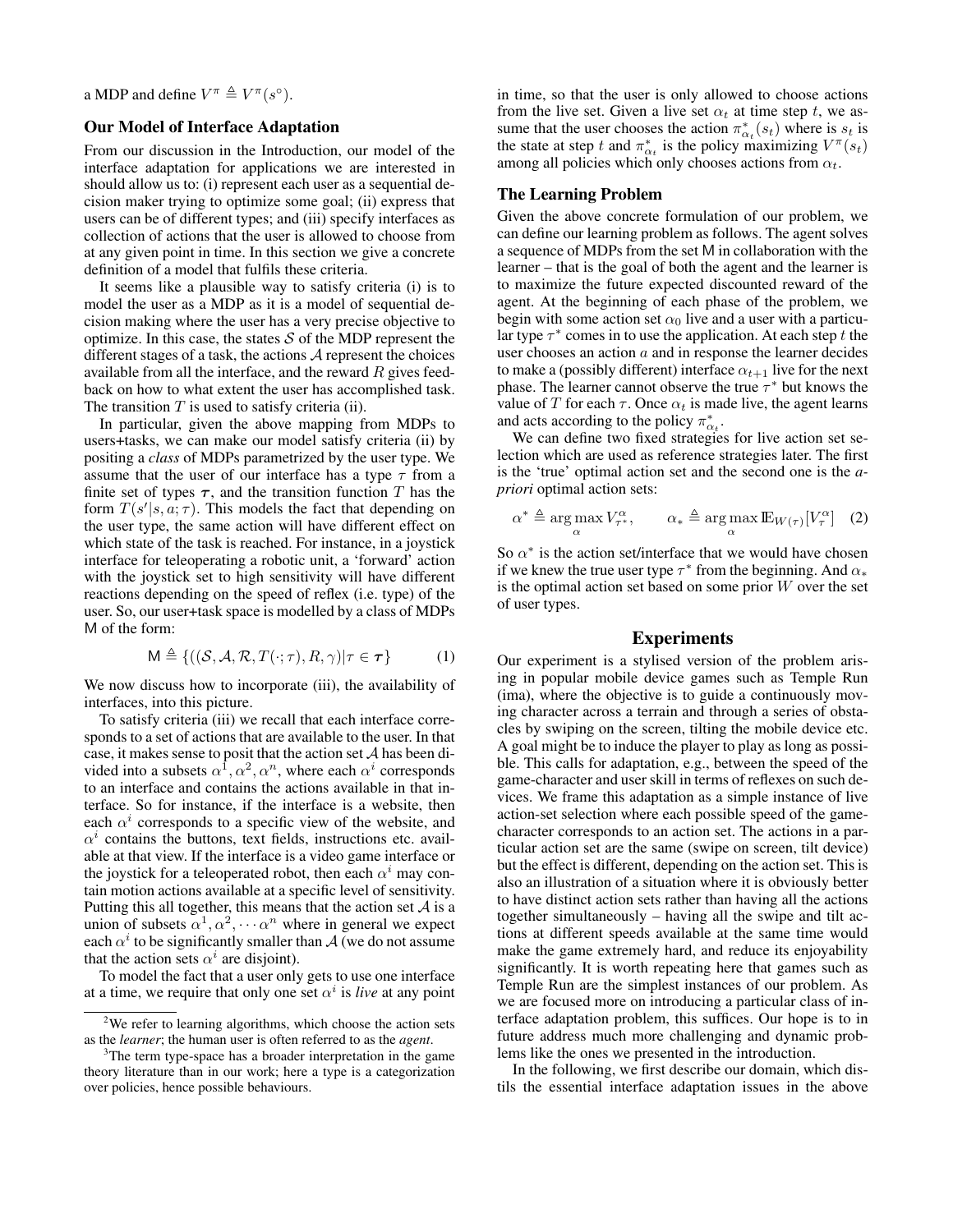a MDP and define $V^\pi \triangleq V^\pi(s^\circ)$.

## Our Model of Interface Adaptation

From our discussion in the Introduction, our model of the interface adaptation for applications we are interested in should allow us to: (i) represent each user as a sequential decision maker trying to optimize some goal; (ii) express that users can be of different types; and (iii) specify interfaces as collection of actions that the user is allowed to choose from at any given point in time. In this section we give a concrete definition of a model that fulfils these criteria.

It seems like a plausible way to satisfy criteria (i) is to model the user as a MDP as it is a model of sequential decision making where the user has a very precise objective to optimize. In this case, the states $\mathcal{S}$ of the MDP represent the different stages of a task, the actions $\mathcal{A}$ represent the choices available from all the interface, and the reward $R$ gives feedback on how to what extent the user has accomplished task. The transition $T$ is used to satisfy criteria (ii).

In particular, given the above mapping from MDPs to users+tasks, we can make our model satisfy criteria (ii) by positing a *class* of MDPs parametrized by the user type. We assume that the user of our interface has a type $\tau$ from a finite set of types $\boldsymbol{\tau}$, and the transition function $T$ has the form $T(s'|s, a; \tau)$. This models the fact that depending on the user type, the same action will have different effect on which state of the task is reached. For instance, in a joystick interface for teleoperating a robotic unit, a 'forward' action with the joystick set to high sensitivity will have different reactions depending on the speed of reflex (i.e. type) of the user. So, our user+task space is modelled by a class of MDPs $\mathsf{M}$ of the form:

$$\mathsf{M} \triangleq \{((\mathcal{S}, \mathcal{A}, \mathcal{R}, T(\cdot;\tau), R, \gamma)|\tau \in \boldsymbol{\tau}\} \tag{1}$$

We now discuss how to incorporate (iii), the availability of interfaces, into this picture.

To satisfy criteria (iii) we recall that each interface corresponds to a set of actions that are available to the user. In that case, it makes sense to posit that the action set $\mathcal{A}$ has been divided into a subsets $\alpha^1, \alpha^2, \alpha^n$, where each $\alpha^i$ corresponds to an interface and contains the actions available in that interface. So for instance, if the interface is a website, then each $\alpha^i$ corresponds to a specific view of the website, and $\alpha^i$ contains the buttons, text fields, instructions etc. available at that view. If the interface is a video game interface or the joystick for a teleoperated robot, then each $\alpha^i$ may contain motion actions available at a specific level of sensitivity. Putting this all together, this means that the action set $\mathcal{A}$ is a union of subsets $\alpha^1, \alpha^2, \cdots \alpha^n$ where in general we expect each $\alpha^i$ to be significantly smaller than $\mathcal{A}$ (we do not assume that the action sets $\alpha^i$ are disjoint).

To model the fact that a user only gets to use one interface at a time, we require that only one set $\alpha^i$ is *live* at any point in time, so that the user is only allowed to choose actions from the live set. Given a live set $\alpha_t$ at time step $t$, we assume that the user chooses the action $\pi^*_{\alpha_t}(s_t)$ where is $s_t$ is the state at step $t$ and $\pi^*_{\alpha_t}$ is the policy maximizing $V^\pi(s_t)$ among all policies which only chooses actions from $\alpha_t$.

## The Learning Problem

Given the above concrete formulation of our problem, we can define our learning problem as follows. The agent solves a sequence of MDPs from the set $\mathsf{M}$ in collaboration with the learner – that is the goal of both the agent and the learner is to maximize the future expected discounted reward of the agent. At the beginning of each phase of the problem, we begin with some action set $\alpha_0$ live and a user with a particular type $\tau^*$ comes in to use the application. At each step $t$ the user chooses an action $a$ and in response the learner decides to make a (possibly different) interface $\alpha_{t+1}$ live for the next phase. The learner cannot observe the true $\tau^*$ but knows the value of $T$ for each $\tau$. Once $\alpha_t$ is made live, the agent learns and acts according to the policy $\pi^*_{\alpha_t}$.

We can define two fixed strategies for live action set selection which are used as reference strategies later. The first is the 'true' optimal action set and the second one is the *a-priori* optimal action sets:

$$\alpha^* \triangleq \arg\max_{\alpha} V^{\alpha}_{\tau^*}, \qquad \alpha_* \triangleq \arg\max_{\alpha} \mathbb{E}_{W(\tau)}[V^{\alpha}_{\tau}] \tag{2}$$

So $\alpha^*$ is the action set/interface that we would have chosen if we knew the true user type $\tau^*$ from the beginning. And $\alpha_*$ is the optimal action set based on some prior $W$ over the set of user types.

# Experiments

Our experiment is a stylised version of the problem arising in popular mobile device games such as Temple Run (ima), where the objective is to guide a continuously moving character across a terrain and through a series of obstacles by swiping on the screen, tilting the mobile device etc. A goal might be to induce the player to play as long as possible. This calls for adaptation, e.g., between the speed of the game-character and user skill in terms of reflexes on such devices. We frame this adaptation as a simple instance of live action-set selection where each possible speed of the game-character corresponds to an action set. The actions in a particular action set are the same (swipe on screen, tilt device) but the effect is different, depending on the action set. This is also an illustration of a situation where it is obviously better to have distinct action sets rather than having all the actions together simultaneously – having all the swipe and tilt actions at different speeds available at the same time would make the game extremely hard, and reduce its enjoyability significantly. It is worth repeating here that games such as Temple Run are the simplest instances of our problem. As we are focused more on introducing a particular class of interface adaptation problem, this suffices. Our hope is to in future address much more challenging and dynamic problems like the ones we presented in the introduction.

In the following, we first describe our domain, which distils the essential interface adaptation issues in the above

---

[2] We refer to learning algorithms, which choose the action sets as the *learner*; the human user is often referred to as the *agent*.

[3] The term type-space has a broader interpretation in the game theory literature than in our work; here a type is a categorization over policies, hence possible behaviours.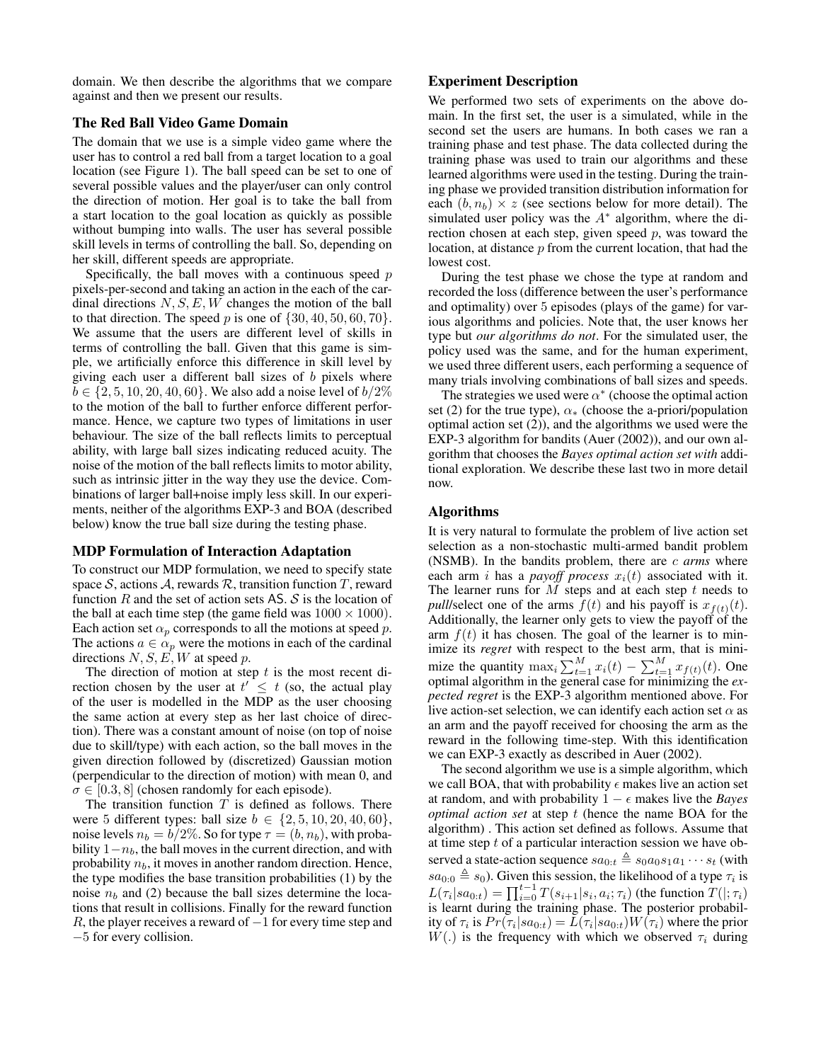domain. We then describe the algorithms that we compare against and then we present our results.

### The Red Ball Video Game Domain

The domain that we use is a simple video game where the user has to control a red ball from a target location to a goal location (see Figure 1). The ball speed can be set to one of several possible values and the player/user can only control the direction of motion. Her goal is to take the ball from a start location to the goal location as quickly as possible without bumping into walls. The user has several possible skill levels in terms of controlling the ball. So, depending on her skill, different speeds are appropriate.

Specifically, the ball moves with a continuous speed $p$ pixels-per-second and taking an action in the each of the cardinal directions $N, S, E, W$ changes the motion of the ball to that direction. The speed $p$ is one of $\{30, 40, 50, 60, 70\}$. We assume that the users are different level of skills in terms of controlling the ball. Given that this game is simple, we artificially enforce this difference in skill level by giving each user a different ball sizes of $b$ pixels where $b \in \{2, 5, 10, 20, 40, 60\}$. We also add a noise level of $b/2\%$ to the motion of the ball to further enforce different performance. Hence, we capture two types of limitations in user behaviour. The size of the ball reflects limits to perceptual ability, with large ball sizes indicating reduced acuity. The noise of the motion of the ball reflects limits to motor ability, such as intrinsic jitter in the way they use the device. Combinations of larger ball+noise imply less skill. In our experiments, neither of the algorithms EXP-3 and BOA (described below) know the true ball size during the testing phase.

### MDP Formulation of Interaction Adaptation

To construct our MDP formulation, we need to specify state space $\mathcal{S}$, actions $\mathcal{A}$, rewards $\mathcal{R}$, transition function $T$, reward function $R$ and the set of action sets AS. $\mathcal{S}$ is the location of the ball at each time step (the game field was $1000 \times 1000$). Each action set $\alpha_p$ corresponds to all the motions at speed $p$. The actions $a \in \alpha_p$ were the motions in each of the cardinal directions $N, S, E, W$ at speed $p$.

The direction of motion at step $t$ is the most recent direction chosen by the user at $t' \leq t$ (so, the actual play of the user is modelled in the MDP as the user choosing the same action at every step as her last choice of direction). There was a constant amount of noise (on top of noise due to skill/type) with each action, so the ball moves in the given direction followed by (discretized) Gaussian motion (perpendicular to the direction of motion) with mean 0, and $\sigma \in [0.3, 8]$ (chosen randomly for each episode).

The transition function $T$ is defined as follows. There were 5 different types: ball size $b \in \{2, 5, 10, 20, 40, 60\}$, noise levels $n_b = b/2\%$. So for type $\tau = (b, n_b)$, with probability $1 - n_b$, the ball moves in the current direction, and with probability $n_b$, it moves in another random direction. Hence, the type modifies the base transition probabilities (1) by the noise $n_b$ and (2) because the ball sizes determine the locations that result in collisions. Finally for the reward function $R$, the player receives a reward of $-1$ for every time step and $-5$ for every collision.

### Experiment Description

We performed two sets of experiments on the above domain. In the first set, the user is a simulated, while in the second set the users are humans. In both cases we ran a training phase and test phase. The data collected during the training phase was used to train our algorithms and these learned algorithms were used in the testing. During the training phase we provided transition distribution information for each $(b, n_b) \times z$ (see sections below for more detail). The simulated user policy was the $A^*$ algorithm, where the direction chosen at each step, given speed $p$, was toward the location, at distance $p$ from the current location, that had the lowest cost.

During the test phase we chose the type at random and recorded the loss (difference between the user's performance and optimality) over 5 episodes (plays of the game) for various algorithms and policies. Note that, the user knows her type but *our algorithms do not*. For the simulated user, the policy used was the same, and for the human experiment, we used three different users, each performing a sequence of many trials involving combinations of ball sizes and speeds.

The strategies we used were $\alpha^*$ (choose the optimal action set (2) for the true type), $\alpha_*$ (choose the a-priori/population optimal action set (2)), and the algorithms we used were the EXP-3 algorithm for bandits (Auer (2002)), and our own algorithm that chooses the *Bayes optimal action set with* additional exploration. We describe these last two in more detail now.

### Algorithms

It is very natural to formulate the problem of live action set selection as a non-stochastic multi-armed bandit problem (NSMB). In the bandits problem, there are $c$ *arms* where each arm $i$ has a *payoff process* $x_i(t)$ associated with it. The learner runs for $M$ steps and at each step $t$ needs to *pull*/select one of the arms $f(t)$ and his payoff is $x_{f(t)}(t)$. Additionally, the learner only gets to view the payoff of the arm $f(t)$ it has chosen. The goal of the learner is to minimize its *regret* with respect to the best arm, that is minimize the quantity $\max_i \sum_{t=1}^{M} x_i(t) - \sum_{t=1}^{M} x_{f(t)}(t)$. One optimal algorithm in the general case for minimizing the *expected regret* is the EXP-3 algorithm mentioned above. For live action-set selection, we can identify each action set $\alpha$ as an arm and the payoff received for choosing the arm as the reward in the following time-step. With this identification we can EXP-3 exactly as described in Auer (2002).

The second algorithm we use is a simple algorithm, which we call BOA, that with probability $\epsilon$ makes live an action set at random, and with probability $1 - \epsilon$ makes live the *Bayes optimal action set* at step $t$ (hence the name BOA for the algorithm) . This action set defined as follows. Assume that at time step $t$ of a particular interaction session we have observed a state-action sequence $sa_{0:t} \triangleq s_0 a_0 s_1 a_1 \cdots s_t$ (with $sa_{0:0} \triangleq s_0$). Given this session, the likelihood of a type $\tau_i$ is $L(\tau_i | sa_{0:t}) = \prod_{i=0}^{t-1} T(s_{i+1} | s_i, a_i; \tau_i)$ (the function $T(|;\tau_i)$ is learnt during the training phase. The posterior probability of $\tau_i$ is $Pr(\tau_i | sa_{0:t}) = L(\tau_i | sa_{0:t}) W(\tau_i)$ where the prior $W(.)$ is the frequency with which we observed $\tau_i$ during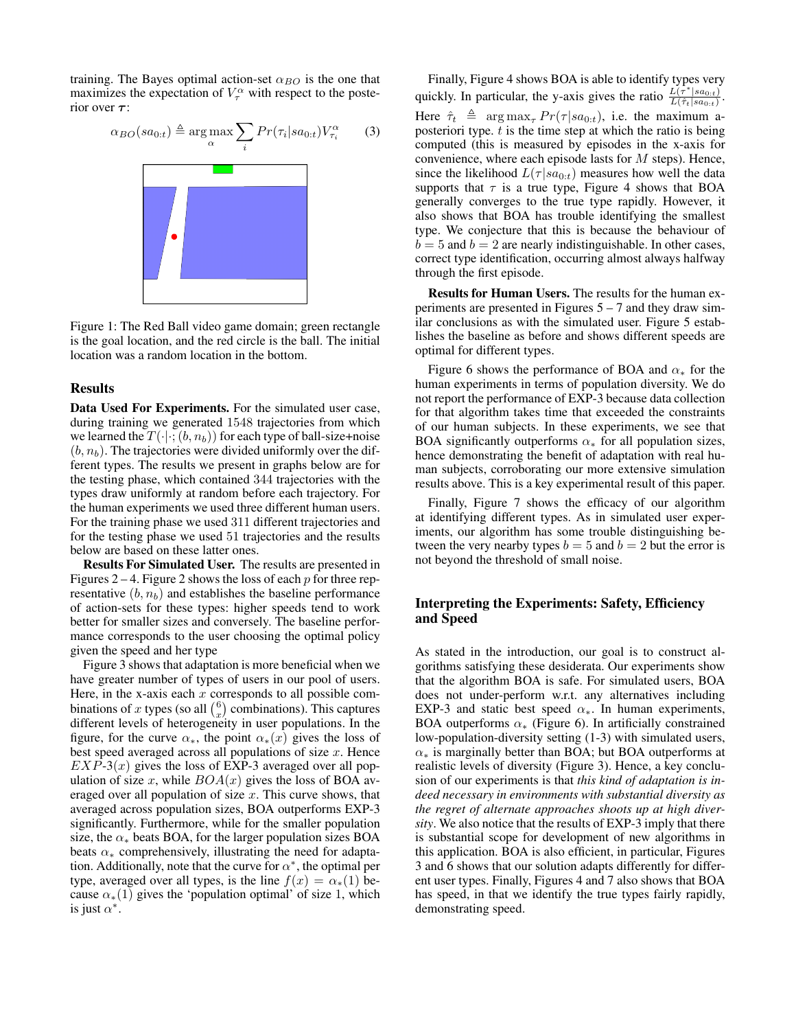training. The Bayes optimal action-set $\alpha_{BO}$ is the one that maximizes the expectation of $V_\tau^\alpha$ with respect to the posterior over $\boldsymbol{\tau}$:

$$\alpha_{BO}(sa_{0:t}) \triangleq \arg\max_{\alpha} \sum_i Pr(\tau_i | sa_{0:t}) V_{\tau_i}^{\alpha} \qquad (3)$$

Figure 1: The Red Ball video game domain; green rectangle is the goal location, and the red circle is the ball. The initial location was a random location in the bottom.

## Results

**Data Used For Experiments.** For the simulated user case, during training we generated 1548 trajectories from which we learned the $T(\cdot|\cdot; (b, n_b))$ for each type of ball-size+noise $(b, n_b)$. The trajectories were divided uniformly over the different types. The results we present in graphs below are for the testing phase, which contained 344 trajectories with the types draw uniformly at random before each trajectory. For the human experiments we used three different human users. For the training phase we used 311 different trajectories and for the testing phase we used 51 trajectories and the results below are based on these latter ones.

**Results For Simulated User.** The results are presented in Figures 2 – 4. Figure 2 shows the loss of each $p$ for three representative $(b, n_b)$ and establishes the baseline performance of action-sets for these types: higher speeds tend to work better for smaller sizes and conversely. The baseline performance corresponds to the user choosing the optimal policy given the speed and her type

Figure 3 shows that adaptation is more beneficial when we have greater number of types of users in our pool of users. Here, in the x-axis each $x$ corresponds to all possible combinations of $x$ types (so all $\binom{6}{x}$ combinations). This captures different levels of heterogeneity in user populations. In the figure, for the curve $\alpha_*$, the point $\alpha_*(x)$ gives the loss of best speed averaged across all populations of size $x$. Hence $EXP$-3$(x)$ gives the loss of EXP-3 averaged over all population of size $x$, while $BOA(x)$ gives the loss of BOA averaged over all population of size $x$. This curve shows, that averaged across population sizes, BOA outperforms EXP-3 significantly. Furthermore, while for the smaller population size, the $\alpha_*$ beats BOA, for the larger population sizes BOA beats $\alpha_*$ comprehensively, illustrating the need for adaptation. Additionally, note that the curve for $\alpha^*$, the optimal per type, averaged over all types, is the line $f(x) = \alpha_*(1)$ because $\alpha_*(1)$ gives the 'population optimal' of size 1, which is just $\alpha^*$.

Finally, Figure 4 shows BOA is able to identify types very quickly. In particular, the y-axis gives the ratio $\frac{L(\tau^*|sa_{0:t})}{L(\hat{\tau}_t|sa_{0:t})}$. Here $\hat{\tau}_t \triangleq \arg\max_\tau Pr(\tau|sa_{0:t})$, i.e. the maximum a-posteriori type. $t$ is the time step at which the ratio is being computed (this is measured by episodes in the x-axis for convenience, where each episode lasts for $M$ steps). Hence, since the likelihood $L(\tau|sa_{0:t})$ measures how well the data supports that $\tau$ is a true type, Figure 4 shows that BOA generally converges to the true type rapidly. However, it also shows that BOA has trouble identifying the smallest type. We conjecture that this is because the behaviour of $b = 5$ and $b = 2$ are nearly indistinguishable. In other cases, correct type identification, occurring almost always halfway through the first episode.

**Results for Human Users.** The results for the human experiments are presented in Figures 5 – 7 and they draw similar conclusions as with the simulated user. Figure 5 establishes the baseline as before and shows different speeds are optimal for different types.

Figure 6 shows the performance of BOA and $\alpha_*$ for the human experiments in terms of population diversity. We do not report the performance of EXP-3 because data collection for that algorithm takes time that exceeded the constraints of our human subjects. In these experiments, we see that BOA significantly outperforms $\alpha_*$ for all population sizes, hence demonstrating the benefit of adaptation with real human subjects, corroborating our more extensive simulation results above. This is a key experimental result of this paper.

Finally, Figure 7 shows the efficacy of our algorithm at identifying different types. As in simulated user experiments, our algorithm has some trouble distinguishing between the very nearby types $b = 5$ and $b = 2$ but the error is not beyond the threshold of small noise.

## Interpreting the Experiments: Safety, Efficiency and Speed

As stated in the introduction, our goal is to construct algorithms satisfying these desiderata. Our experiments show that the algorithm BOA is safe. For simulated users, BOA does not under-perform w.r.t. any alternatives including EXP-3 and static best speed $\alpha_*$. In human experiments, BOA outperforms $\alpha_*$ (Figure 6). In artificially constrained low-population-diversity setting (1-3) with simulated users, $\alpha_*$ is marginally better than BOA; but BOA outperforms at realistic levels of diversity (Figure 3). Hence, a key conclusion of our experiments is that *this kind of adaptation is indeed necessary in environments with substantial diversity as the regret of alternate approaches shoots up at high diversity*. We also notice that the results of EXP-3 imply that there is substantial scope for development of new algorithms in this application. BOA is also efficient, in particular, Figures 3 and 6 shows that our solution adapts differently for different user types. Finally, Figures 4 and 7 also shows that BOA has speed, in that we identify the true types fairly rapidly, demonstrating speed.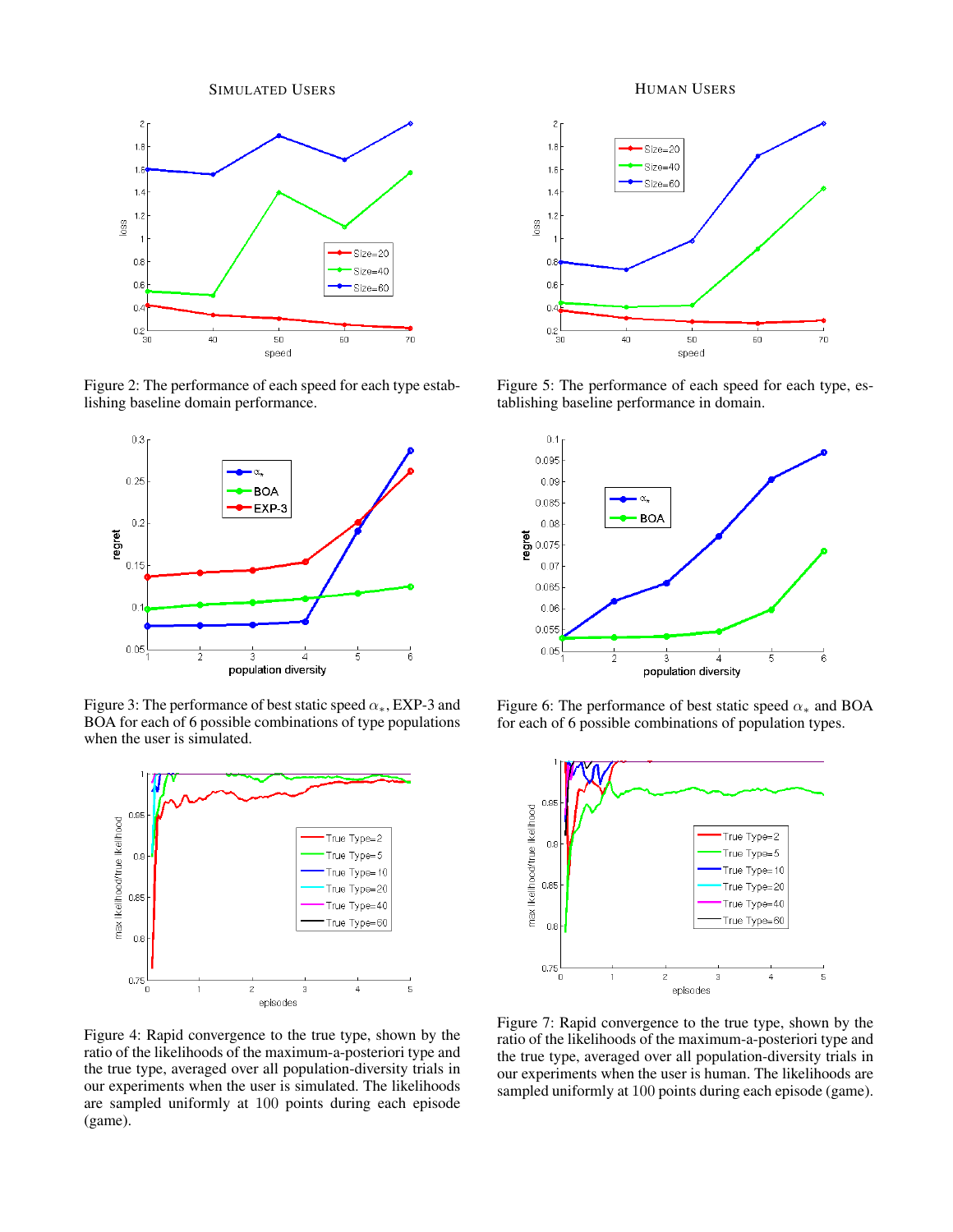SIMULATED USERS

HUMAN USERS

Figure 2: The performance of each speed for each type establishing baseline domain performance.

Figure 3: The performance of best static speed $\alpha_*$, EXP-3 and BOA for each of 6 possible combinations of type populations when the user is simulated.

Figure 4: Rapid convergence to the true type, shown by the ratio of the likelihoods of the maximum-a-posteriori type and the true type, averaged over all population-diversity trials in our experiments when the user is simulated. The likelihoods are sampled uniformly at 100 points during each episode (game).

Figure 5: The performance of each speed for each type, establishing baseline performance in domain.

Figure 6: The performance of best static speed $\alpha_*$ and BOA for each of 6 possible combinations of population types.

Figure 7: Rapid convergence to the true type, shown by the ratio of the likelihoods of the maximum-a-posteriori type and the true type, averaged over all population-diversity trials in our experiments when the user is human. The likelihoods are sampled uniformly at 100 points during each episode (game).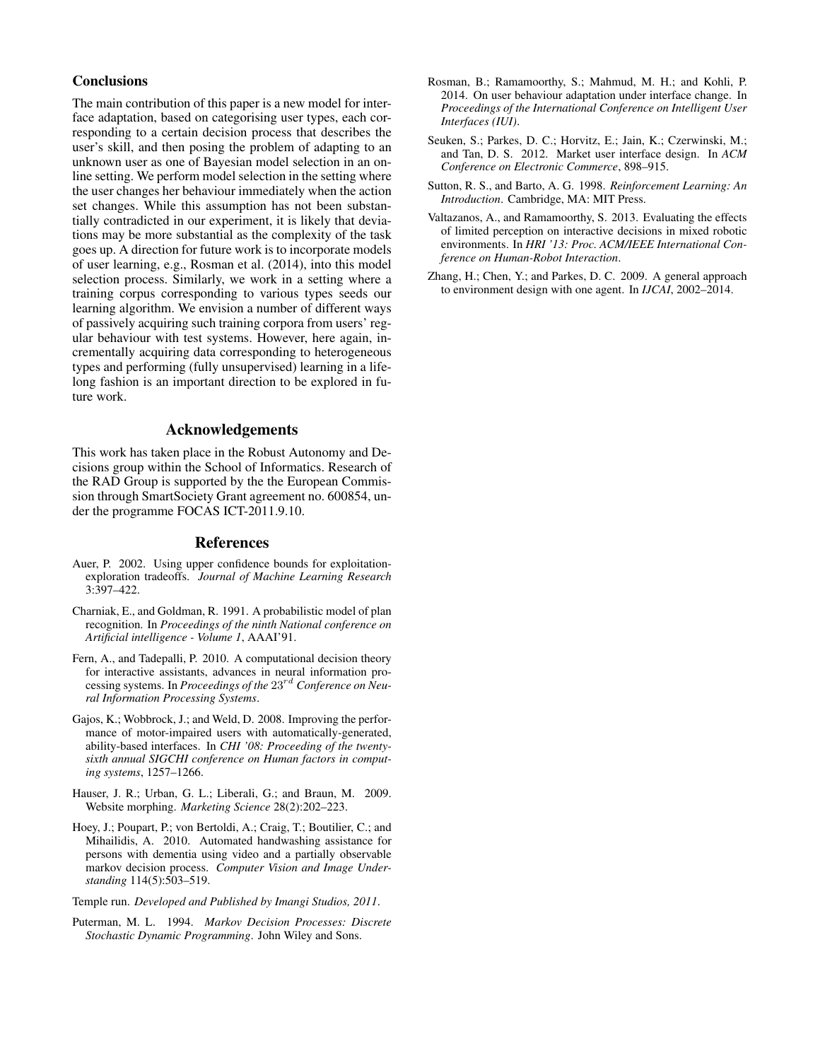## Conclusions

The main contribution of this paper is a new model for interface adaptation, based on categorising user types, each corresponding to a certain decision process that describes the user's skill, and then posing the problem of adapting to an unknown user as one of Bayesian model selection in an online setting. We perform model selection in the setting where the user changes her behaviour immediately when the action set changes. While this assumption has not been substantially contradicted in our experiment, it is likely that deviations may be more substantial as the complexity of the task goes up. A direction for future work is to incorporate models of user learning, e.g., Rosman et al. (2014), into this model selection process. Similarly, we work in a setting where a training corpus corresponding to various types seeds our learning algorithm. We envision a number of different ways of passively acquiring such training corpora from users' regular behaviour with test systems. However, here again, incrementally acquiring data corresponding to heterogeneous types and performing (fully unsupervised) learning in a lifelong fashion is an important direction to be explored in future work.

## Acknowledgements

This work has taken place in the Robust Autonomy and Decisions group within the School of Informatics. Research of the RAD Group is supported by the the European Commission through SmartSociety Grant agreement no. 600854, under the programme FOCAS ICT-2011.9.10.

## References

Auer, P. 2002. Using upper confidence bounds for exploitation-exploration tradeoffs. *Journal of Machine Learning Research* 3:397–422.

Charniak, E., and Goldman, R. 1991. A probabilistic model of plan recognition. In *Proceedings of the ninth National conference on Artificial intelligence - Volume 1*, AAAI'91.

Fern, A., and Tadepalli, P. 2010. A computational decision theory for interactive assistants, advances in neural information processing systems. In *Proceedings of the* $23^{rd}$ *Conference on Neural Information Processing Systems*.

Gajos, K.; Wobbrock, J.; and Weld, D. 2008. Improving the performance of motor-impaired users with automatically-generated, ability-based interfaces. In *CHI '08: Proceeding of the twenty-sixth annual SIGCHI conference on Human factors in computing systems*, 1257–1266.

Hauser, J. R.; Urban, G. L.; Liberali, G.; and Braun, M. 2009. Website morphing. *Marketing Science* 28(2):202–223.

Hoey, J.; Poupart, P.; von Bertoldi, A.; Craig, T.; Boutilier, C.; and Mihailidis, A. 2010. Automated handwashing assistance for persons with dementia using video and a partially observable markov decision process. *Computer Vision and Image Understanding* 114(5):503–519.

Temple run. *Developed and Published by Imangi Studios, 2011*.

Puterman, M. L. 1994. *Markov Decision Processes: Discrete Stochastic Dynamic Programming*. John Wiley and Sons.

Rosman, B.; Ramamoorthy, S.; Mahmud, M. H.; and Kohli, P. 2014. On user behaviour adaptation under interface change. In *Proceedings of the International Conference on Intelligent User Interfaces (IUI)*.

Seuken, S.; Parkes, D. C.; Horvitz, E.; Jain, K.; Czerwinski, M.; and Tan, D. S. 2012. Market user interface design. In *ACM Conference on Electronic Commerce*, 898–915.

Sutton, R. S., and Barto, A. G. 1998. *Reinforcement Learning: An Introduction*. Cambridge, MA: MIT Press.

Valtazanos, A., and Ramamoorthy, S. 2013. Evaluating the effects of limited perception on interactive decisions in mixed robotic environments. In *HRI '13: Proc. ACM/IEEE International Conference on Human-Robot Interaction*.

Zhang, H.; Chen, Y.; and Parkes, D. C. 2009. A general approach to environment design with one agent. In *IJCAI*, 2002–2014.